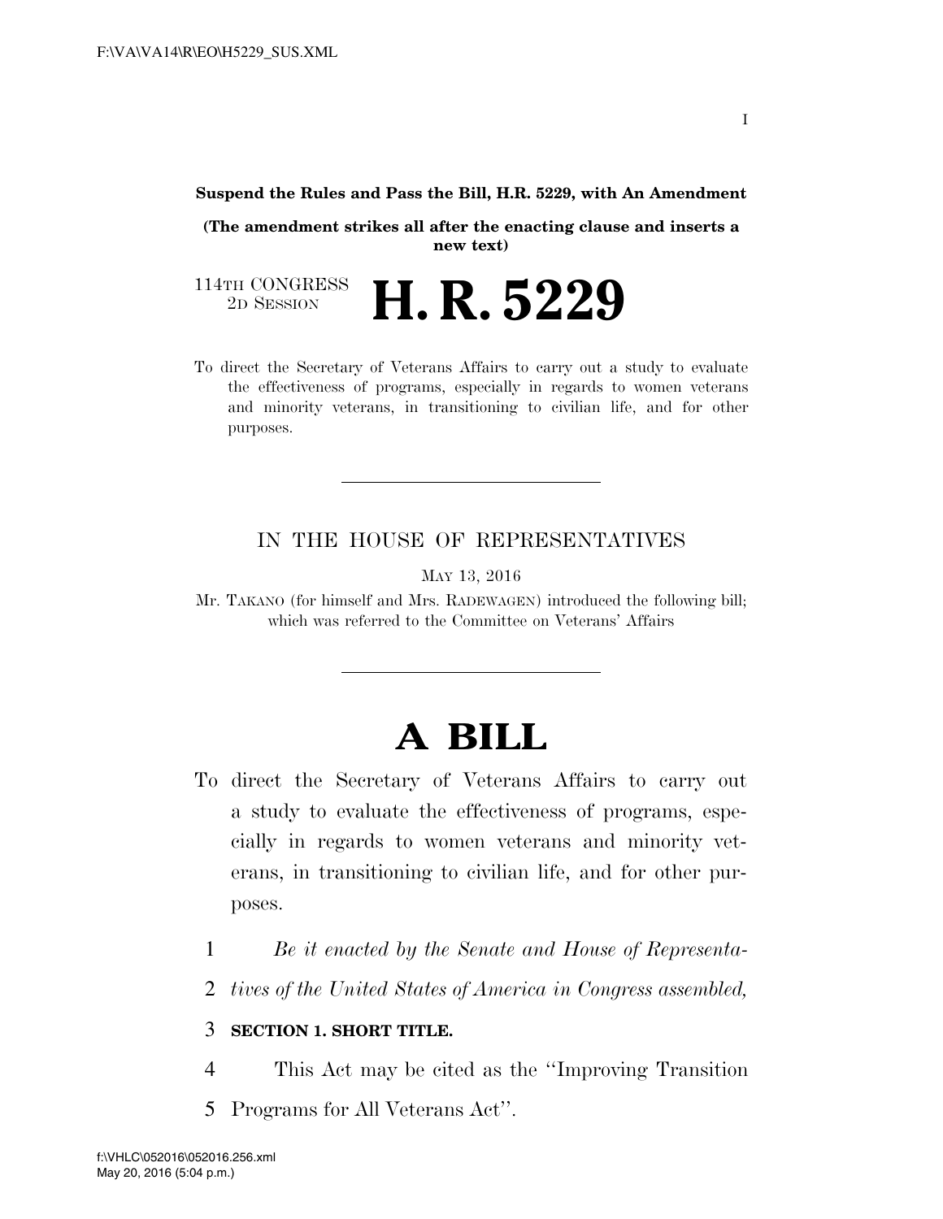**Suspend the Rules and Pass the Bill, H.R. 5229, with An Amendment**

**(The amendment strikes all after the enacting clause and inserts a new text)**

114TH CONGRESS
2D SESSION

# H. R. 5229

To direct the Secretary of Veterans Affairs to carry out a study to evaluate the effectiveness of programs, especially in regards to women veterans and minority veterans, in transitioning to civilian life, and for other purposes.

---

IN THE HOUSE OF REPRESENTATIVES

MAY 13, 2016

Mr. TAKANO (for himself and Mrs. RADEWAGEN) introduced the following bill; which was referred to the Committee on Veterans' Affairs

---

# A BILL

To direct the Secretary of Veterans Affairs to carry out a study to evaluate the effectiveness of programs, especially in regards to women veterans and minority veterans, in transitioning to civilian life, and for other purposes.

1 *Be it enacted by the Senate and House of Representa-*
2 *tives of the United States of America in Congress assembled,*

3 **SECTION 1. SHORT TITLE.**

4 This Act may be cited as the ''Improving Transition
5 Programs for All Veterans Act''.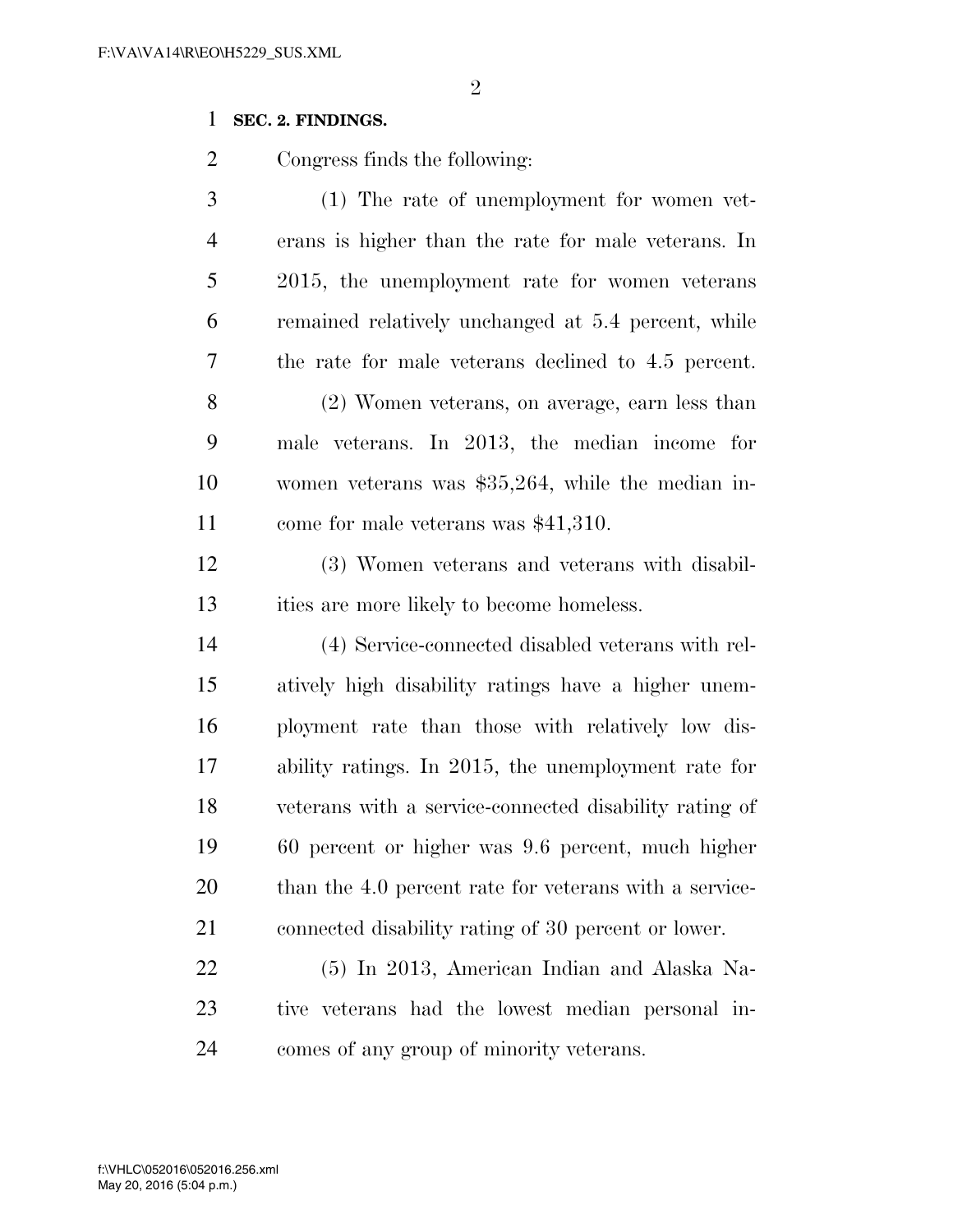**SEC. 2. FINDINGS.**

Congress finds the following:

(1) The rate of unemployment for women veterans is higher than the rate for male veterans. In 2015, the unemployment rate for women veterans remained relatively unchanged at 5.4 percent, while the rate for male veterans declined to 4.5 percent.

(2) Women veterans, on average, earn less than male veterans. In 2013, the median income for women veterans was $35,264, while the median income for male veterans was $41,310.

(3) Women veterans and veterans with disabilities are more likely to become homeless.

(4) Service-connected disabled veterans with relatively high disability ratings have a higher unemployment rate than those with relatively low disability ratings. In 2015, the unemployment rate for veterans with a service-connected disability rating of 60 percent or higher was 9.6 percent, much higher than the 4.0 percent rate for veterans with a service-connected disability rating of 30 percent or lower.

(5) In 2013, American Indian and Alaska Native veterans had the lowest median personal incomes of any group of minority veterans.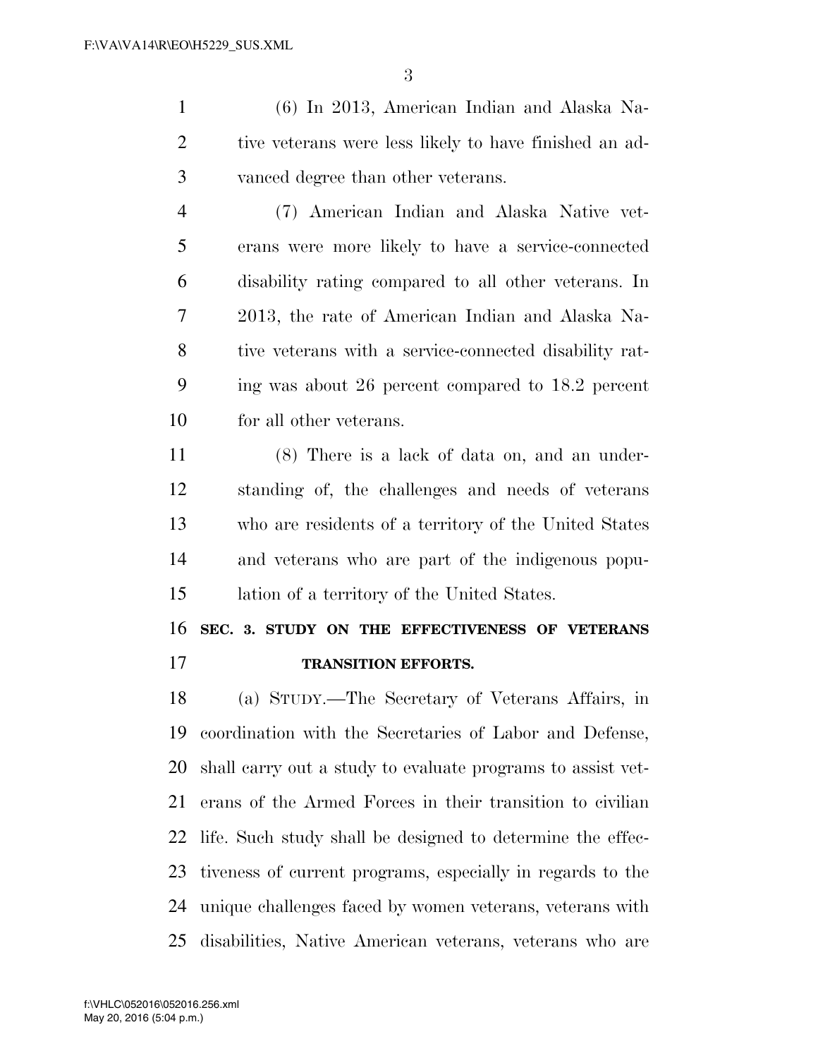(6) In 2013, American Indian and Alaska Native veterans were less likely to have finished an advanced degree than other veterans.

(7) American Indian and Alaska Native veterans were more likely to have a service-connected disability rating compared to all other veterans. In 2013, the rate of American Indian and Alaska Native veterans with a service-connected disability rating was about 26 percent compared to 18.2 percent for all other veterans.

(8) There is a lack of data on, and an understanding of, the challenges and needs of veterans who are residents of a territory of the United States and veterans who are part of the indigenous population of a territory of the United States.

## SEC. 3. STUDY ON THE EFFECTIVENESS OF VETERANS TRANSITION EFFORTS.

(a) STUDY.—The Secretary of Veterans Affairs, in coordination with the Secretaries of Labor and Defense, shall carry out a study to evaluate programs to assist veterans of the Armed Forces in their transition to civilian life. Such study shall be designed to determine the effectiveness of current programs, especially in regards to the unique challenges faced by women veterans, veterans with disabilities, Native American veterans, veterans who are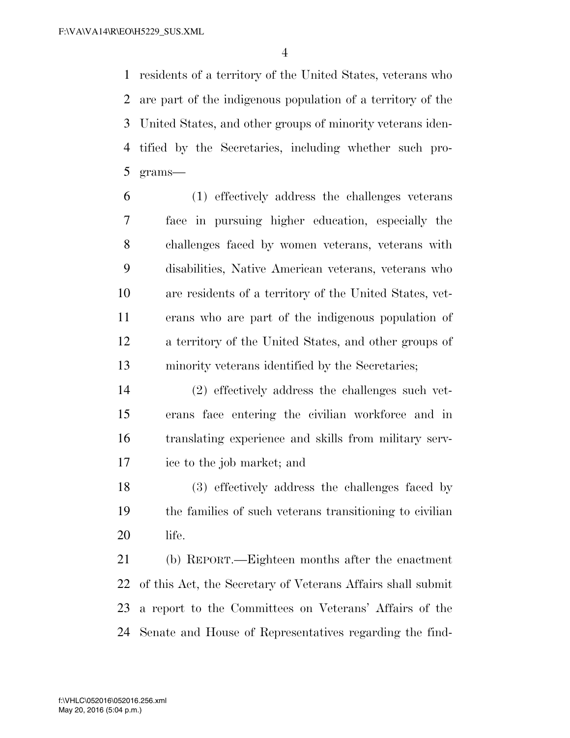residents of a territory of the United States, veterans who are part of the indigenous population of a territory of the United States, and other groups of minority veterans identified by the Secretaries, including whether such programs—

(1) effectively address the challenges veterans face in pursuing higher education, especially the challenges faced by women veterans, veterans with disabilities, Native American veterans, veterans who are residents of a territory of the United States, veterans who are part of the indigenous population of a territory of the United States, and other groups of minority veterans identified by the Secretaries;

(2) effectively address the challenges such veterans face entering the civilian workforce and in translating experience and skills from military service to the job market; and

(3) effectively address the challenges faced by the families of such veterans transitioning to civilian life.

(b) REPORT.—Eighteen months after the enactment of this Act, the Secretary of Veterans Affairs shall submit a report to the Committees on Veterans' Affairs of the Senate and House of Representatives regarding the find-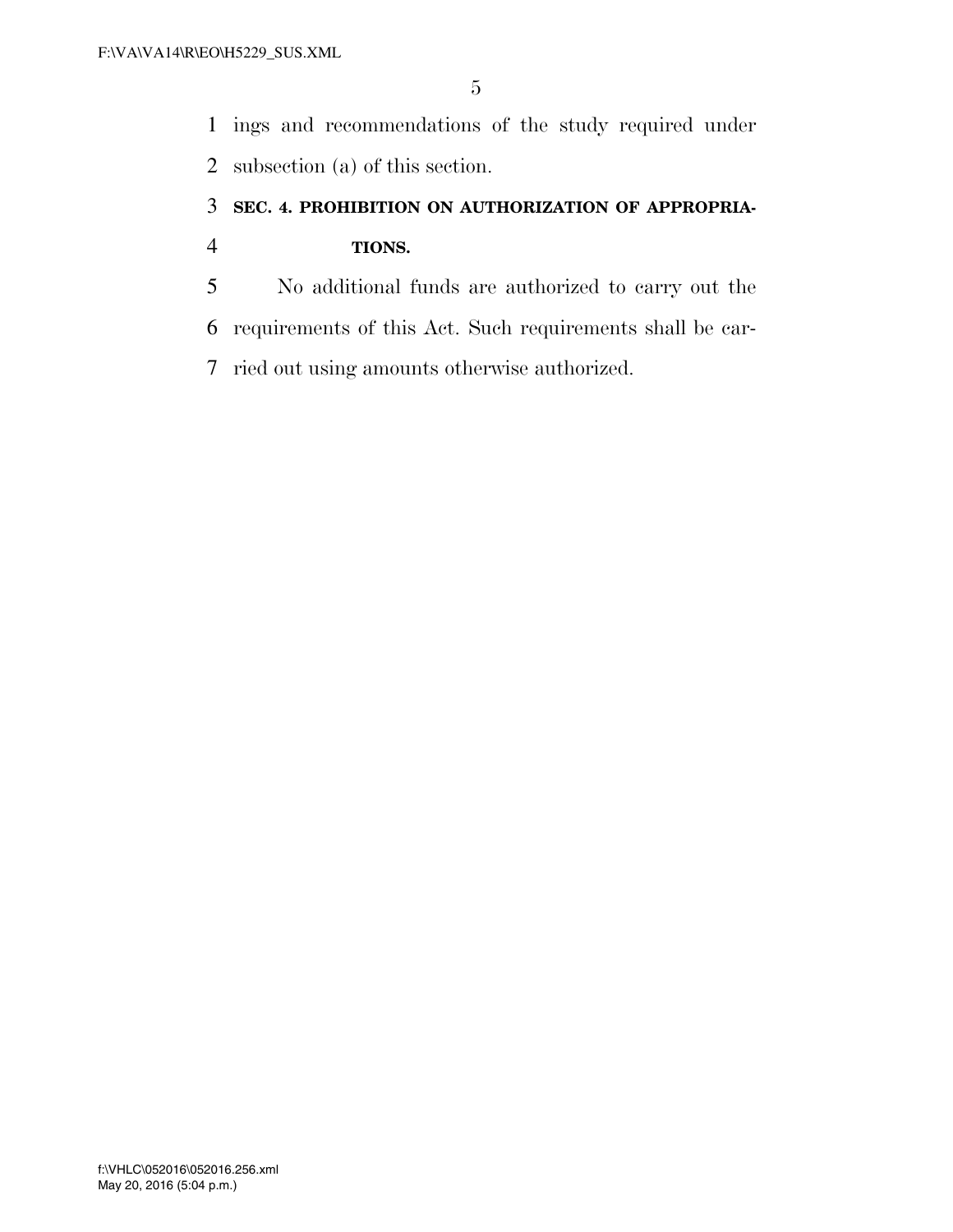ings and recommendations of the study required under subsection (a) of this section.

### SEC. 4. PROHIBITION ON AUTHORIZATION OF APPROPRIATIONS.

No additional funds are authorized to carry out the requirements of this Act. Such requirements shall be carried out using amounts otherwise authorized.